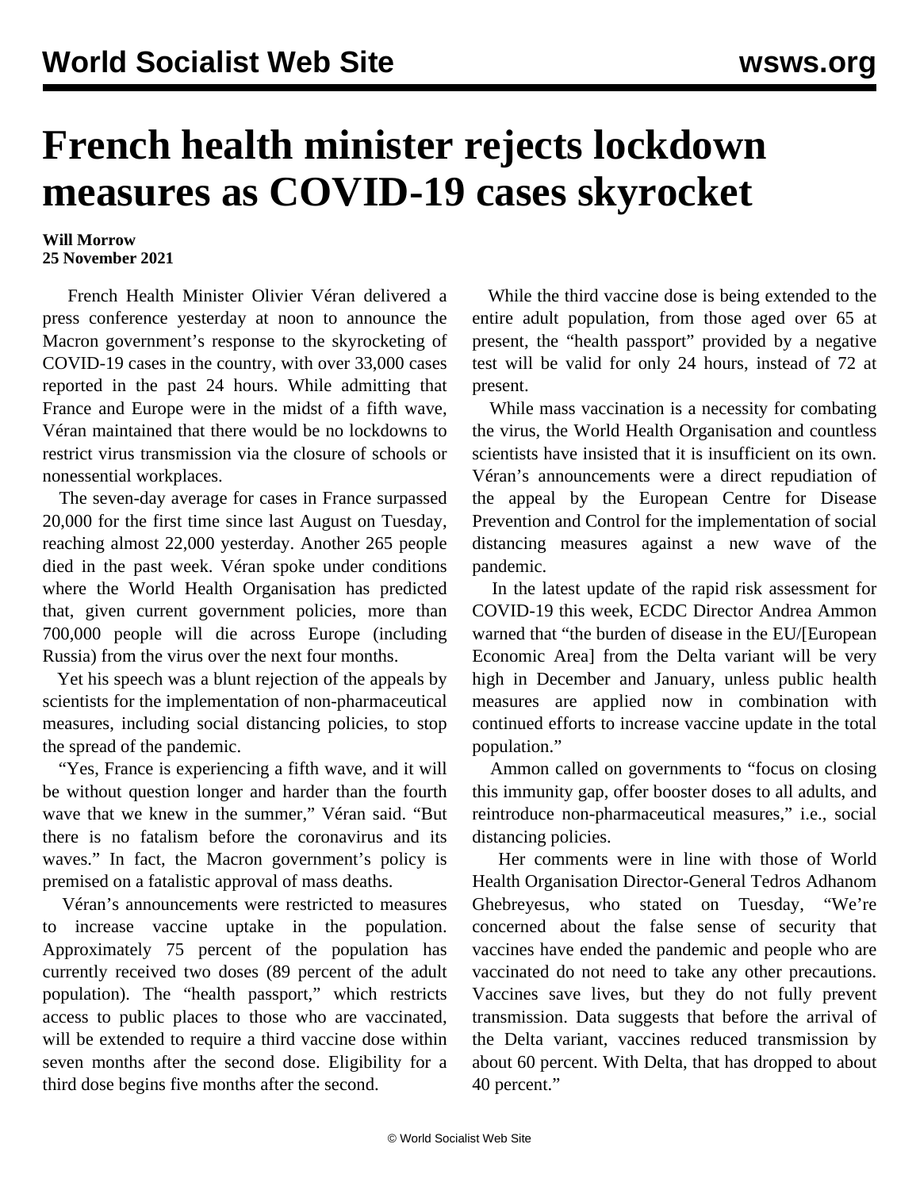# French health minister rejects lockdown measures as COVID-19 cases skyrocket

**Will Morrow**
**25 November 2021**

French Health Minister Olivier Véran delivered a press conference yesterday at noon to announce the Macron government's response to the skyrocketing of COVID-19 cases in the country, with over 33,000 cases reported in the past 24 hours. While admitting that France and Europe were in the midst of a fifth wave, Véran maintained that there would be no lockdowns to restrict virus transmission via the closure of schools or nonessential workplaces.

The seven-day average for cases in France surpassed 20,000 for the first time since last August on Tuesday, reaching almost 22,000 yesterday. Another 265 people died in the past week. Véran spoke under conditions where the World Health Organisation has predicted that, given current government policies, more than 700,000 people will die across Europe (including Russia) from the virus over the next four months.

Yet his speech was a blunt rejection of the appeals by scientists for the implementation of non-pharmaceutical measures, including social distancing policies, to stop the spread of the pandemic.

"Yes, France is experiencing a fifth wave, and it will be without question longer and harder than the fourth wave that we knew in the summer," Véran said. "But there is no fatalism before the coronavirus and its waves." In fact, the Macron government's policy is premised on a fatalistic approval of mass deaths.

Véran's announcements were restricted to measures to increase vaccine uptake in the population. Approximately 75 percent of the population has currently received two doses (89 percent of the adult population). The "health passport," which restricts access to public places to those who are vaccinated, will be extended to require a third vaccine dose within seven months after the second dose. Eligibility for a third dose begins five months after the second.

While the third vaccine dose is being extended to the entire adult population, from those aged over 65 at present, the "health passport" provided by a negative test will be valid for only 24 hours, instead of 72 at present.

While mass vaccination is a necessity for combating the virus, the World Health Organisation and countless scientists have insisted that it is insufficient on its own. Véran's announcements were a direct repudiation of the appeal by the European Centre for Disease Prevention and Control for the implementation of social distancing measures against a new wave of the pandemic.

In the latest update of the rapid risk assessment for COVID-19 this week, ECDC Director Andrea Ammon warned that "the burden of disease in the EU/[European Economic Area] from the Delta variant will be very high in December and January, unless public health measures are applied now in combination with continued efforts to increase vaccine update in the total population."

Ammon called on governments to "focus on closing this immunity gap, offer booster doses to all adults, and reintroduce non-pharmaceutical measures," i.e., social distancing policies.

Her comments were in line with those of World Health Organisation Director-General Tedros Adhanom Ghebreyesus, who stated on Tuesday, "We're concerned about the false sense of security that vaccines have ended the pandemic and people who are vaccinated do not need to take any other precautions. Vaccines save lives, but they do not fully prevent transmission. Data suggests that before the arrival of the Delta variant, vaccines reduced transmission by about 60 percent. With Delta, that has dropped to about 40 percent."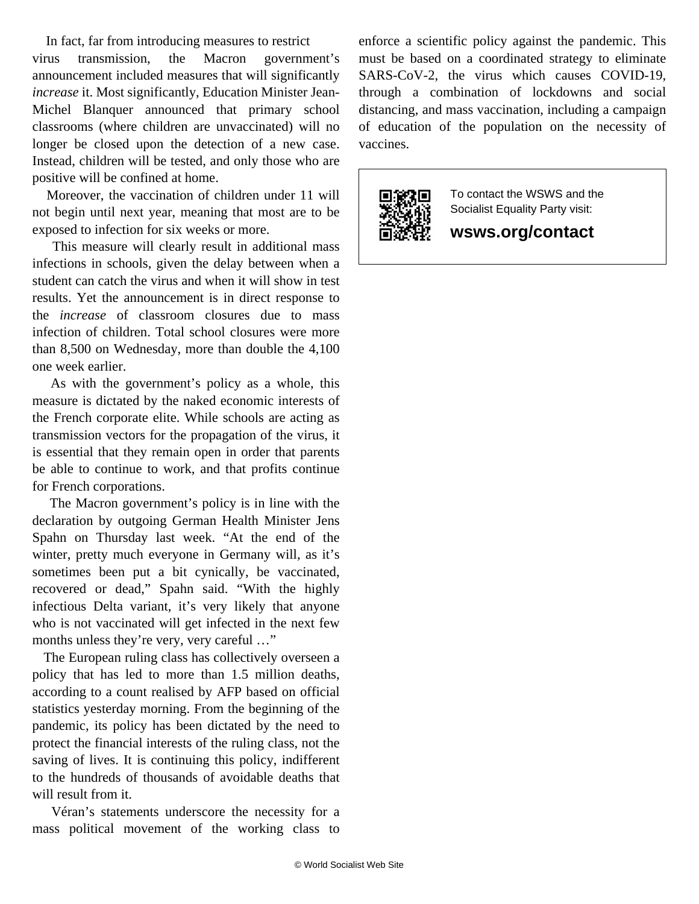In fact, far from introducing measures to restrict virus transmission, the Macron government's announcement included measures that will significantly *increase* it. Most significantly, Education Minister Jean-Michel Blanquer announced that primary school classrooms (where children are unvaccinated) will no longer be closed upon the detection of a new case. Instead, children will be tested, and only those who are positive will be confined at home.

Moreover, the vaccination of children under 11 will not begin until next year, meaning that most are to be exposed to infection for six weeks or more.

This measure will clearly result in additional mass infections in schools, given the delay between when a student can catch the virus and when it will show in test results. Yet the announcement is in direct response to the *increase* of classroom closures due to mass infection of children. Total school closures were more than 8,500 on Wednesday, more than double the 4,100 one week earlier.

As with the government's policy as a whole, this measure is dictated by the naked economic interests of the French corporate elite. While schools are acting as transmission vectors for the propagation of the virus, it is essential that they remain open in order that parents be able to continue to work, and that profits continue for French corporations.

The Macron government's policy is in line with the declaration by outgoing German Health Minister Jens Spahn on Thursday last week. "At the end of the winter, pretty much everyone in Germany will, as it's sometimes been put a bit cynically, be vaccinated, recovered or dead," Spahn said. "With the highly infectious Delta variant, it's very likely that anyone who is not vaccinated will get infected in the next few months unless they're very, very careful …"

The European ruling class has collectively overseen a policy that has led to more than 1.5 million deaths, according to a count realised by AFP based on official statistics yesterday morning. From the beginning of the pandemic, its policy has been dictated by the need to protect the financial interests of the ruling class, not the saving of lives. It is continuing this policy, indifferent to the hundreds of thousands of avoidable deaths that will result from it.

Véran's statements underscore the necessity for a mass political movement of the working class to enforce a scientific policy against the pandemic. This must be based on a coordinated strategy to eliminate SARS-CoV-2, the virus which causes COVID-19, through a combination of lockdowns and social distancing, and mass vaccination, including a campaign of education of the population on the necessity of vaccines.

To contact the WSWS and the Socialist Equality Party visit:

**wsws.org/contact**